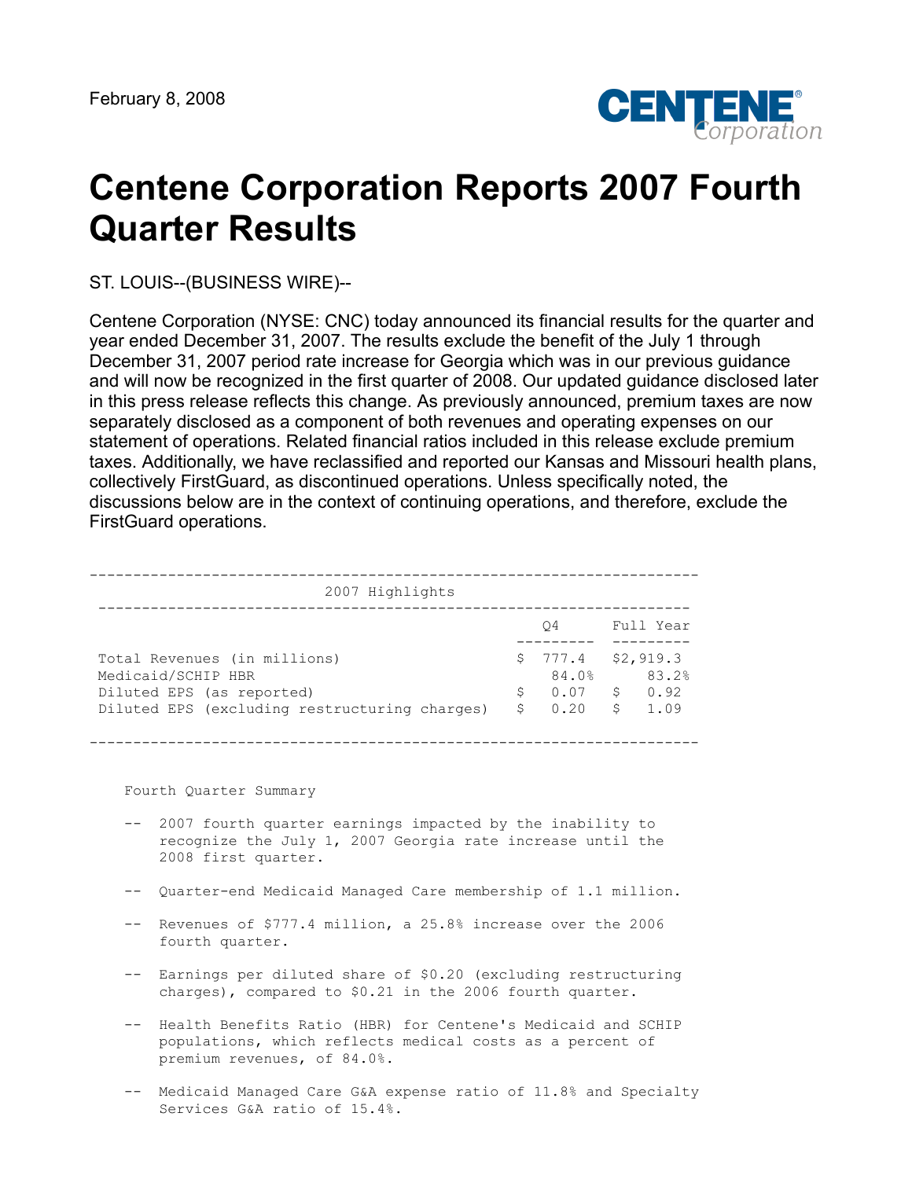February 8, 2008

# Centene Corporation Reports 2007 Fourth Quarter Results

ST. LOUIS--(BUSINESS WIRE)--

Centene Corporation (NYSE: CNC) today announced its financial results for the quarter and year ended December 31, 2007. The results exclude the benefit of the July 1 through December 31, 2007 period rate increase for Georgia which was in our previous guidance and will now be recognized in the first quarter of 2008. Our updated guidance disclosed later in this press release reflects this change. As previously announced, premium taxes are now separately disclosed as a component of both revenues and operating expenses on our statement of operations. Related financial ratios included in this release exclude premium taxes. Additionally, we have reclassified and reported our Kansas and Missouri health plans, collectively FirstGuard, as discontinued operations. Unless specifically noted, the discussions below are in the context of continuing operations, and therefore, exclude the FirstGuard operations.

| 2007 Highlights | Q4 | Full Year |
|---|---|---|
| Total Revenues (in millions) | $ 777.4 | $2,919.3 |
| Medicaid/SCHIP HBR | 84.0% | 83.2% |
| Diluted EPS (as reported) | $ 0.07 | $ 0.92 |
| Diluted EPS (excluding restructuring charges) | $ 0.20 | $ 1.09 |

Fourth Quarter Summary

- 2007 fourth quarter earnings impacted by the inability to recognize the July 1, 2007 Georgia rate increase until the 2008 first quarter.
- Quarter-end Medicaid Managed Care membership of 1.1 million.
- Revenues of $777.4 million, a 25.8% increase over the 2006 fourth quarter.
- Earnings per diluted share of $0.20 (excluding restructuring charges), compared to $0.21 in the 2006 fourth quarter.
- Health Benefits Ratio (HBR) for Centene's Medicaid and SCHIP populations, which reflects medical costs as a percent of premium revenues, of 84.0%.
- Medicaid Managed Care G&A expense ratio of 11.8% and Specialty Services G&A ratio of 15.4%.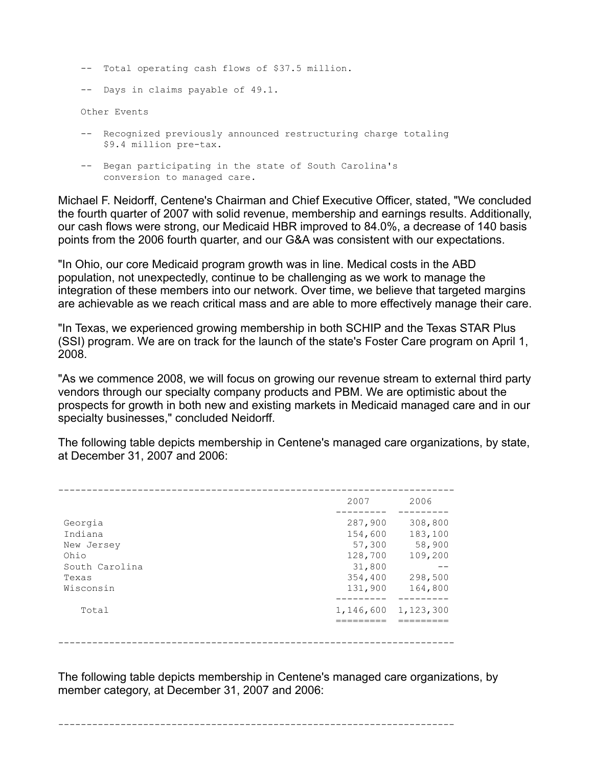- Total operating cash flows of $37.5 million.
- Days in claims payable of 49.1.

Other Events

- Recognized previously announced restructuring charge totaling $9.4 million pre-tax.
- Began participating in the state of South Carolina's conversion to managed care.

Michael F. Neidorff, Centene's Chairman and Chief Executive Officer, stated, "We concluded the fourth quarter of 2007 with solid revenue, membership and earnings results. Additionally, our cash flows were strong, our Medicaid HBR improved to 84.0%, a decrease of 140 basis points from the 2006 fourth quarter, and our G&A was consistent with our expectations.

"In Ohio, our core Medicaid program growth was in line. Medical costs in the ABD population, not unexpectedly, continue to be challenging as we work to manage the integration of these members into our network. Over time, we believe that targeted margins are achievable as we reach critical mass and are able to more effectively manage their care.

"In Texas, we experienced growing membership in both SCHIP and the Texas STAR Plus (SSI) program. We are on track for the launch of the state's Foster Care program on April 1, 2008.

"As we commence 2008, we will focus on growing our revenue stream to external third party vendors through our specialty company products and PBM. We are optimistic about the prospects for growth in both new and existing markets in Medicaid managed care and in our specialty businesses," concluded Neidorff.

The following table depicts membership in Centene's managed care organizations, by state, at December 31, 2007 and 2006:

| | 2007 | 2006 |
|---|---|---|
| Georgia | 287,900 | 308,800 |
| Indiana | 154,600 | 183,100 |
| New Jersey | 57,300 | 58,900 |
| Ohio | 128,700 | 109,200 |
| South Carolina | 31,800 | -- |
| Texas | 354,400 | 298,500 |
| Wisconsin | 131,900 | 164,800 |
| Total | 1,146,600 | 1,123,300 |

The following table depicts membership in Centene's managed care organizations, by member category, at December 31, 2007 and 2006: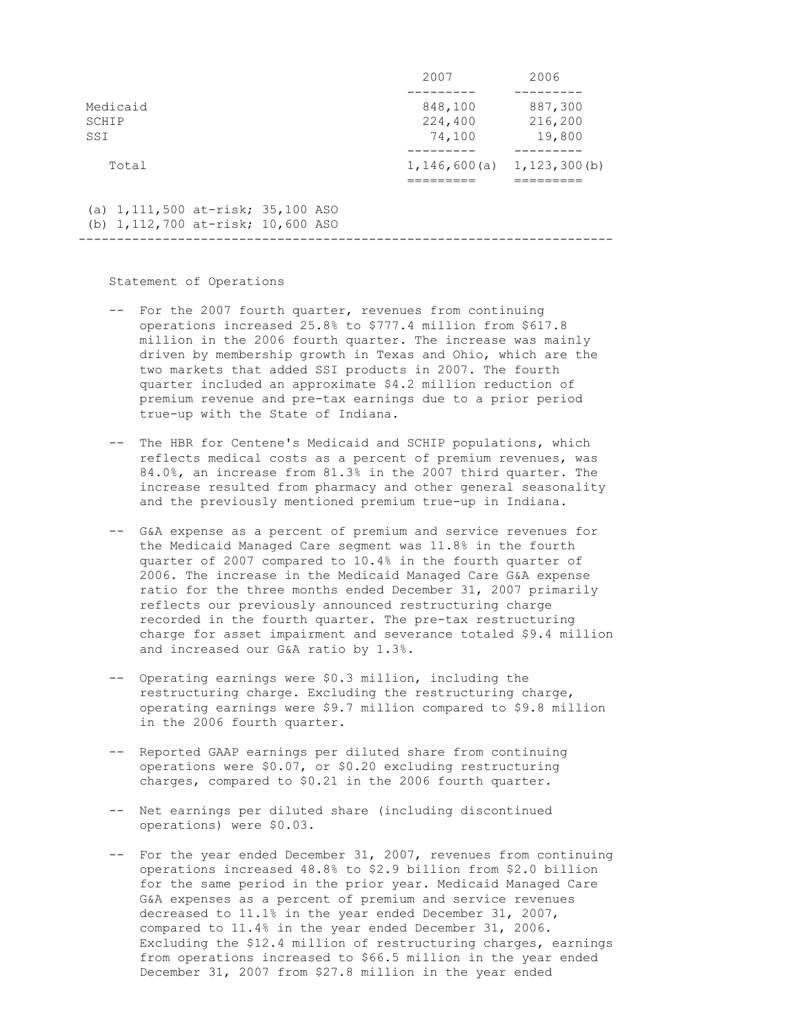| | 2007 | 2006 |
|---|---|---|
| Medicaid | 848,100 | 887,300 |
| SCHIP | 224,400 | 216,200 |
| SSI | 74,100 | 19,800 |
| Total | 1,146,600(a) | 1,123,300(b) |

(a) 1,111,500 at-risk; 35,100 ASO
(b) 1,112,700 at-risk; 10,600 ASO

---

Statement of Operations

-- For the 2007 fourth quarter, revenues from continuing operations increased 25.8% to $777.4 million from $617.8 million in the 2006 fourth quarter. The increase was mainly driven by membership growth in Texas and Ohio, which are the two markets that added SSI products in 2007. The fourth quarter included an approximate $4.2 million reduction of premium revenue and pre-tax earnings due to a prior period true-up with the State of Indiana.

-- The HBR for Centene's Medicaid and SCHIP populations, which reflects medical costs as a percent of premium revenues, was 84.0%, an increase from 81.3% in the 2007 third quarter. The increase resulted from pharmacy and other general seasonality and the previously mentioned premium true-up in Indiana.

-- G&A expense as a percent of premium and service revenues for the Medicaid Managed Care segment was 11.8% in the fourth quarter of 2007 compared to 10.4% in the fourth quarter of 2006. The increase in the Medicaid Managed Care G&A expense ratio for the three months ended December 31, 2007 primarily reflects our previously announced restructuring charge recorded in the fourth quarter. The pre-tax restructuring charge for asset impairment and severance totaled $9.4 million and increased our G&A ratio by 1.3%.

-- Operating earnings were $0.3 million, including the restructuring charge. Excluding the restructuring charge, operating earnings were $9.7 million compared to $9.8 million in the 2006 fourth quarter.

-- Reported GAAP earnings per diluted share from continuing operations were $0.07, or $0.20 excluding restructuring charges, compared to $0.21 in the 2006 fourth quarter.

-- Net earnings per diluted share (including discontinued operations) were $0.03.

-- For the year ended December 31, 2007, revenues from continuing operations increased 48.8% to $2.9 billion from $2.0 billion for the same period in the prior year. Medicaid Managed Care G&A expenses as a percent of premium and service revenues decreased to 11.1% in the year ended December 31, 2007, compared to 11.4% in the year ended December 31, 2006. Excluding the $12.4 million of restructuring charges, earnings from operations increased to $66.5 million in the year ended December 31, 2007 from $27.8 million in the year ended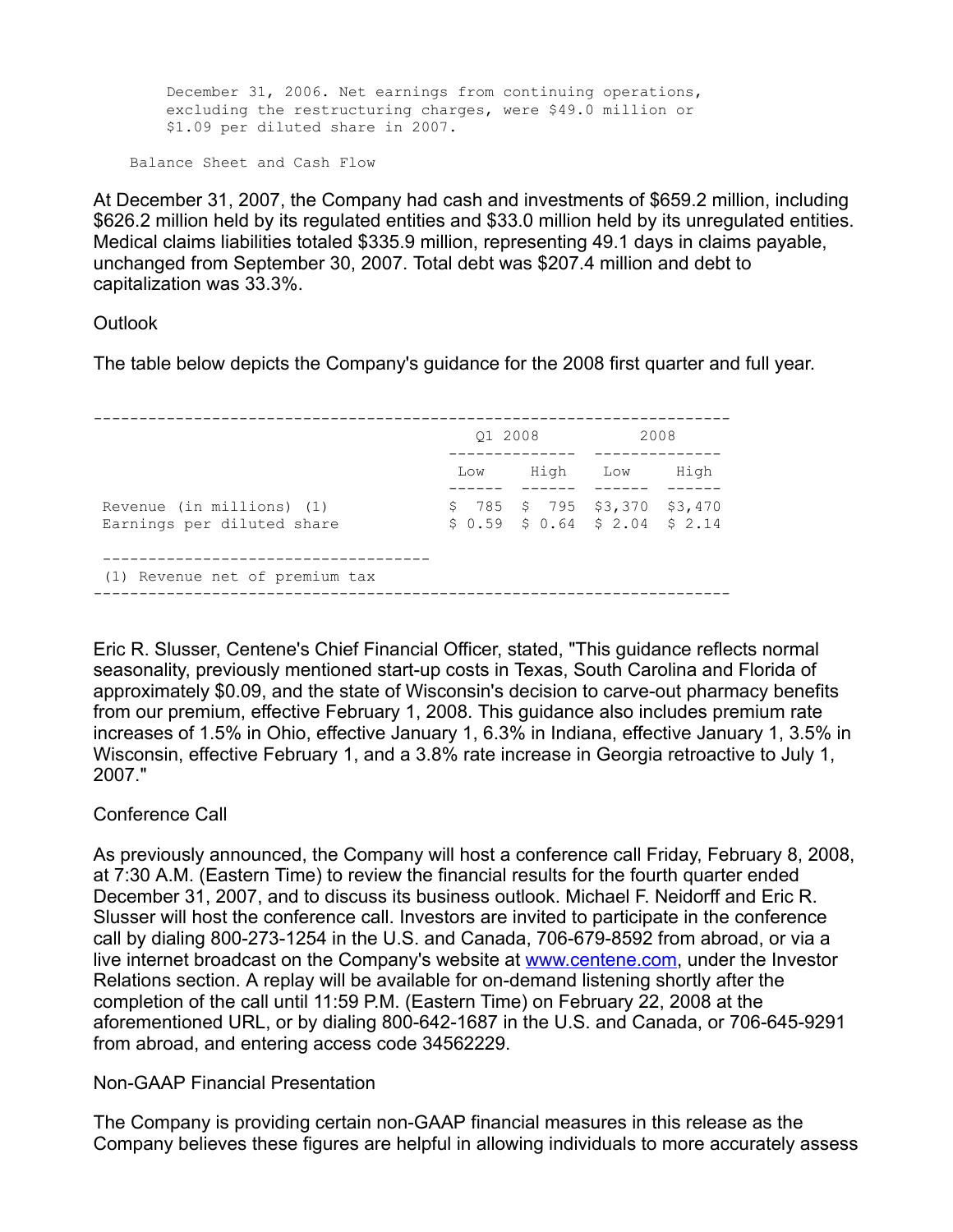December 31, 2006. Net earnings from continuing operations, excluding the restructuring charges, were $49.0 million or $1.09 per diluted share in 2007.

Balance Sheet and Cash Flow

At December 31, 2007, the Company had cash and investments of $659.2 million, including $626.2 million held by its regulated entities and $33.0 million held by its unregulated entities. Medical claims liabilities totaled $335.9 million, representing 49.1 days in claims payable, unchanged from September 30, 2007. Total debt was $207.4 million and debt to capitalization was 33.3%.

Outlook

The table below depicts the Company's guidance for the 2008 first quarter and full year.

| | Q1 2008 | | 2008 | |
|---|---|---|---|---|
| | Low | High | Low | High |
| Revenue (in millions) (1) | $ 785 | $ 795 | $3,370 | $3,470 |
| Earnings per diluted share | $ 0.59 | $ 0.64 | $ 2.04 | $ 2.14 |

(1) Revenue net of premium tax

Eric R. Slusser, Centene's Chief Financial Officer, stated, "This guidance reflects normal seasonality, previously mentioned start-up costs in Texas, South Carolina and Florida of approximately $0.09, and the state of Wisconsin's decision to carve-out pharmacy benefits from our premium, effective February 1, 2008. This guidance also includes premium rate increases of 1.5% in Ohio, effective January 1, 6.3% in Indiana, effective January 1, 3.5% in Wisconsin, effective February 1, and a 3.8% rate increase in Georgia retroactive to July 1, 2007."

Conference Call

As previously announced, the Company will host a conference call Friday, February 8, 2008, at 7:30 A.M. (Eastern Time) to review the financial results for the fourth quarter ended December 31, 2007, and to discuss its business outlook. Michael F. Neidorff and Eric R. Slusser will host the conference call. Investors are invited to participate in the conference call by dialing 800-273-1254 in the U.S. and Canada, 706-679-8592 from abroad, or via a live internet broadcast on the Company's website at www.centene.com, under the Investor Relations section. A replay will be available for on-demand listening shortly after the completion of the call until 11:59 P.M. (Eastern Time) on February 22, 2008 at the aforementioned URL, or by dialing 800-642-1687 in the U.S. and Canada, or 706-645-9291 from abroad, and entering access code 34562229.

Non-GAAP Financial Presentation

The Company is providing certain non-GAAP financial measures in this release as the Company believes these figures are helpful in allowing individuals to more accurately assess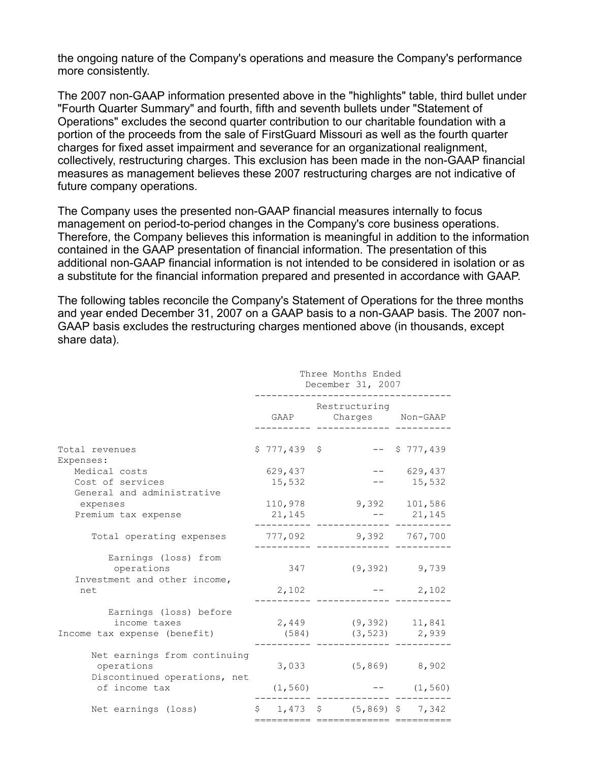the ongoing nature of the Company's operations and measure the Company's performance more consistently.

The 2007 non-GAAP information presented above in the "highlights" table, third bullet under "Fourth Quarter Summary" and fourth, fifth and seventh bullets under "Statement of Operations" excludes the second quarter contribution to our charitable foundation with a portion of the proceeds from the sale of FirstGuard Missouri as well as the fourth quarter charges for fixed asset impairment and severance for an organizational realignment, collectively, restructuring charges. This exclusion has been made in the non-GAAP financial measures as management believes these 2007 restructuring charges are not indicative of future company operations.

The Company uses the presented non-GAAP financial measures internally to focus management on period-to-period changes in the Company's core business operations. Therefore, the Company believes this information is meaningful in addition to the information contained in the GAAP presentation of financial information. The presentation of this additional non-GAAP financial information is not intended to be considered in isolation or as a substitute for the financial information prepared and presented in accordance with GAAP.

The following tables reconcile the Company's Statement of Operations for the three months and year ended December 31, 2007 on a GAAP basis to a non-GAAP basis. The 2007 non-GAAP basis excludes the restructuring charges mentioned above (in thousands, except share data).

| | Three Months Ended December 31, 2007 | | |
|---|---|---|---|
| | GAAP | Restructuring Charges | Non-GAAP |
| Total revenues | $ 777,439 | $ -- | $ 777,439 |
| Expenses: | | | |
| Medical costs | 629,437 | -- | 629,437 |
| Cost of services | 15,532 | -- | 15,532 |
| General and administrative expenses | 110,978 | 9,392 | 101,586 |
| Premium tax expense | 21,145 | -- | 21,145 |
| Total operating expenses | 777,092 | 9,392 | 767,700 |
| Earnings (loss) from operations | 347 | (9,392) | 9,739 |
| Investment and other income, net | 2,102 | -- | 2,102 |
| Earnings (loss) before income taxes | 2,449 | (9,392) | 11,841 |
| Income tax expense (benefit) | (584) | (3,523) | 2,939 |
| Net earnings from continuing operations | 3,033 | (5,869) | 8,902 |
| Discontinued operations, net of income tax | (1,560) | -- | (1,560) |
| Net earnings (loss) | $ 1,473 | $ (5,869) | $ 7,342 |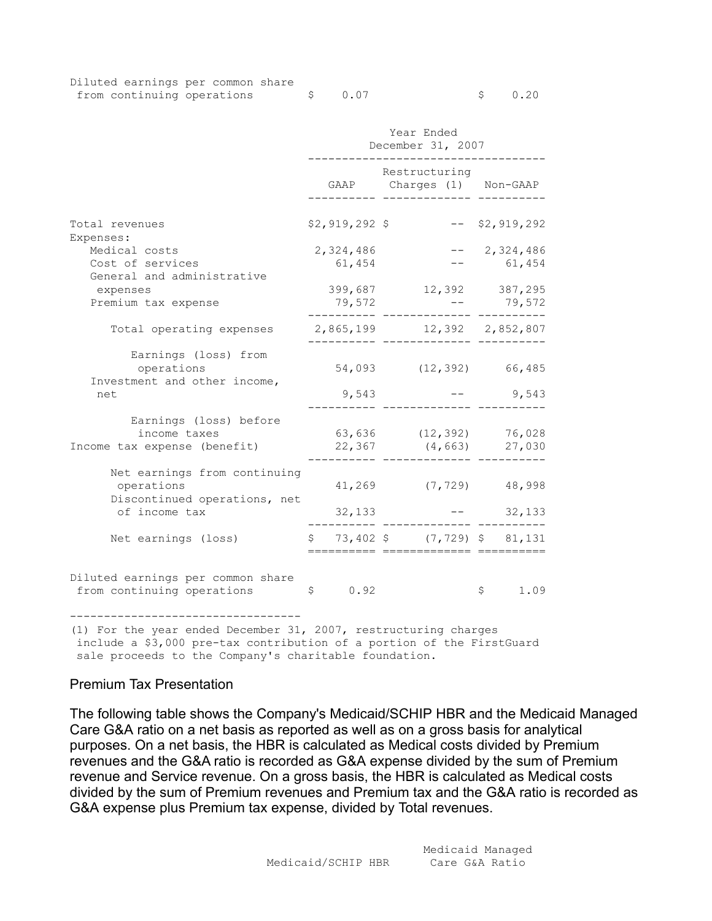| | | | |
|---|---|---|---|
| Diluted earnings per common share from continuing operations | $ 0.07 | | $ 0.20 |

| | Year Ended December 31, 2007 | | |
|---|---|---|---|
| | GAAP | Restructuring Charges (1) | Non-GAAP |
| Total revenues | $2,919,292 | $ -- | $2,919,292 |
| Expenses: | | | |
| Medical costs | 2,324,486 | -- | 2,324,486 |
| Cost of services | 61,454 | -- | 61,454 |
| General and administrative expenses | 399,687 | 12,392 | 387,295 |
| Premium tax expense | 79,572 | -- | 79,572 |
| Total operating expenses | 2,865,199 | 12,392 | 2,852,807 |
| Earnings (loss) from operations | 54,093 | (12,392) | 66,485 |
| Investment and other income, net | 9,543 | -- | 9,543 |
| Earnings (loss) before income taxes | 63,636 | (12,392) | 76,028 |
| Income tax expense (benefit) | 22,367 | (4,663) | 27,030 |
| Net earnings from continuing operations | 41,269 | (7,729) | 48,998 |
| Discontinued operations, net of income tax | 32,133 | -- | 32,133 |
| Net earnings (loss) | $ 73,402 | $ (7,729) | $ 81,131 |
| Diluted earnings per common share from continuing operations | $ 0.92 | | $ 1.09 |

(1) For the year ended December 31, 2007, restructuring charges include a $3,000 pre-tax contribution of a portion of the FirstGuard sale proceeds to the Company's charitable foundation.

## Premium Tax Presentation

The following table shows the Company's Medicaid/SCHIP HBR and the Medicaid Managed Care G&A ratio on a net basis as reported as well as on a gross basis for analytical purposes. On a net basis, the HBR is calculated as Medical costs divided by Premium revenues and the G&A ratio is recorded as G&A expense divided by the sum of Premium revenue and Service revenue. On a gross basis, the HBR is calculated as Medical costs divided by the sum of Premium revenues and Premium tax and the G&A ratio is recorded as G&A expense plus Premium tax expense, divided by Total revenues.

| | Medicaid/SCHIP HBR | Medicaid Managed Care G&A Ratio |
|---|---|---|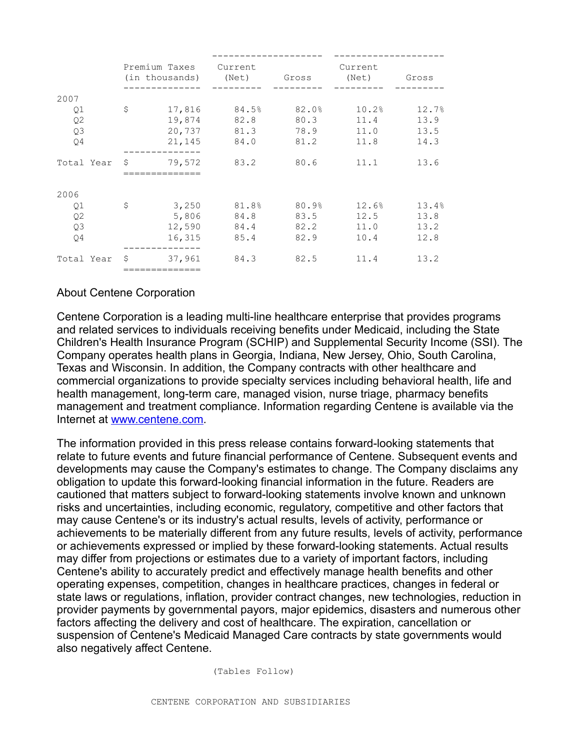|  | Premium Taxes (in thousands) | Current (Net) | Gross | Current (Net) | Gross |
|---|---|---|---|---|---|
| 2007 |  |  |  |  |  |
| Q1 | $ 17,816 | 84.5% | 82.0% | 10.2% | 12.7% |
| Q2 | 19,874 | 82.8 | 80.3 | 11.4 | 13.9 |
| Q3 | 20,737 | 81.3 | 78.9 | 11.0 | 13.5 |
| Q4 | 21,145 | 84.0 | 81.2 | 11.8 | 14.3 |
| Total Year | $ 79,572 | 83.2 | 80.6 | 11.1 | 13.6 |
| 2006 |  |  |  |  |  |
| Q1 | $ 3,250 | 81.8% | 80.9% | 12.6% | 13.4% |
| Q2 | 5,806 | 84.8 | 83.5 | 12.5 | 13.8 |
| Q3 | 12,590 | 84.4 | 82.2 | 11.0 | 13.2 |
| Q4 | 16,315 | 85.4 | 82.9 | 10.4 | 12.8 |
| Total Year | $ 37,961 | 84.3 | 82.5 | 11.4 | 13.2 |

About Centene Corporation

Centene Corporation is a leading multi-line healthcare enterprise that provides programs and related services to individuals receiving benefits under Medicaid, including the State Children's Health Insurance Program (SCHIP) and Supplemental Security Income (SSI). The Company operates health plans in Georgia, Indiana, New Jersey, Ohio, South Carolina, Texas and Wisconsin. In addition, the Company contracts with other healthcare and commercial organizations to provide specialty services including behavioral health, life and health management, long-term care, managed vision, nurse triage, pharmacy benefits management and treatment compliance. Information regarding Centene is available via the Internet at www.centene.com.

The information provided in this press release contains forward-looking statements that relate to future events and future financial performance of Centene. Subsequent events and developments may cause the Company's estimates to change. The Company disclaims any obligation to update this forward-looking financial information in the future. Readers are cautioned that matters subject to forward-looking statements involve known and unknown risks and uncertainties, including economic, regulatory, competitive and other factors that may cause Centene's or its industry's actual results, levels of activity, performance or achievements to be materially different from any future results, levels of activity, performance or achievements expressed or implied by these forward-looking statements. Actual results may differ from projections or estimates due to a variety of important factors, including Centene's ability to accurately predict and effectively manage health benefits and other operating expenses, competition, changes in healthcare practices, changes in federal or state laws or regulations, inflation, provider contract changes, new technologies, reduction in provider payments by governmental payors, major epidemics, disasters and numerous other factors affecting the delivery and cost of healthcare. The expiration, cancellation or suspension of Centene's Medicaid Managed Care contracts by state governments would also negatively affect Centene.

(Tables Follow)

CENTENE CORPORATION AND SUBSIDIARIES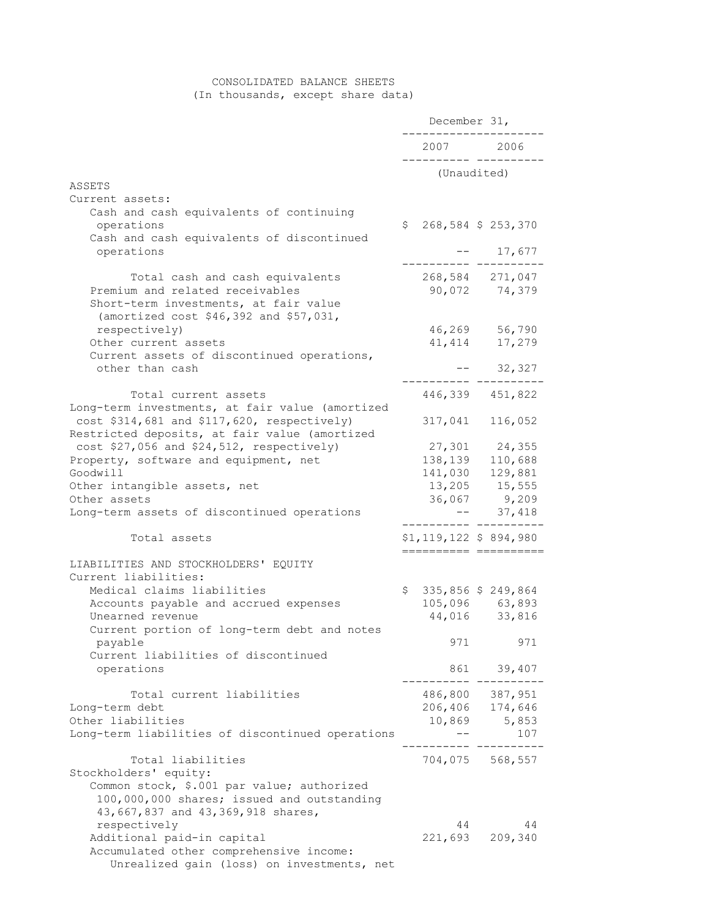CONSOLIDATED BALANCE SHEETS
(In thousands, except share data)

| | December 31, 2007 | December 31, 2006 |
|---|---|---|
| | (Unaudited) | |
| **ASSETS** | | |
| Current assets: | | |
| Cash and cash equivalents of continuing operations | $ 268,584 | $ 253,370 |
| Cash and cash equivalents of discontinued operations | -- | 17,677 |
| Total cash and cash equivalents | 268,584 | 271,047 |
| Premium and related receivables | 90,072 | 74,379 |
| Short-term investments, at fair value (amortized cost $46,392 and $57,031, respectively) | 46,269 | 56,790 |
| Other current assets | 41,414 | 17,279 |
| Current assets of discontinued operations, other than cash | -- | 32,327 |
| Total current assets | 446,339 | 451,822 |
| Long-term investments, at fair value (amortized cost $314,681 and $117,620, respectively) | 317,041 | 116,052 |
| Restricted deposits, at fair value (amortized cost $27,056 and $24,512, respectively) | 27,301 | 24,355 |
| Property, software and equipment, net | 138,139 | 110,688 |
| Goodwill | 141,030 | 129,881 |
| Other intangible assets, net | 13,205 | 15,555 |
| Other assets | 36,067 | 9,209 |
| Long-term assets of discontinued operations | -- | 37,418 |
| Total assets | $1,119,122 | $ 894,980 |
| **LIABILITIES AND STOCKHOLDERS' EQUITY** | | |
| Current liabilities: | | |
| Medical claims liabilities | $ 335,856 | $ 249,864 |
| Accounts payable and accrued expenses | 105,096 | 63,893 |
| Unearned revenue | 44,016 | 33,816 |
| Current portion of long-term debt and notes payable | 971 | 971 |
| Current liabilities of discontinued operations | 861 | 39,407 |
| Total current liabilities | 486,800 | 387,951 |
| Long-term debt | 206,406 | 174,646 |
| Other liabilities | 10,869 | 5,853 |
| Long-term liabilities of discontinued operations | -- | 107 |
| Total liabilities | 704,075 | 568,557 |
| Stockholders' equity: | | |
| Common stock, $.001 par value; authorized 100,000,000 shares; issued and outstanding 43,667,837 and 43,369,918 shares, respectively | 44 | 44 |
| Additional paid-in capital | 221,693 | 209,340 |
| Accumulated other comprehensive income: | | |
| Unrealized gain (loss) on investments, net | | |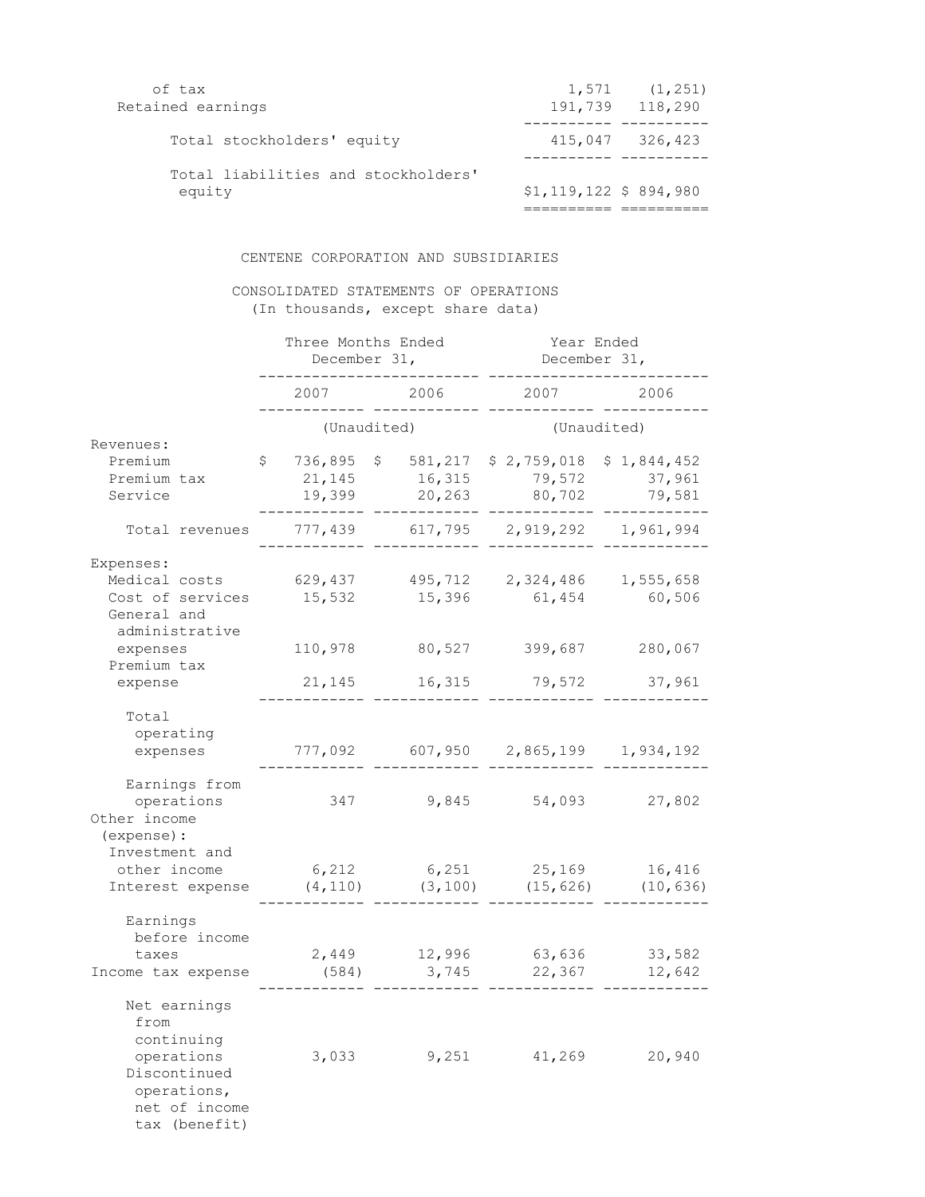| | | |
|---|---|---|
| of tax | 1,571 | (1,251) |
| Retained earnings | 191,739 | 118,290 |
| Total stockholders' equity | 415,047 | 326,423 |
| Total liabilities and stockholders' equity | $1,119,122 | $ 894,980 |

CENTENE CORPORATION AND SUBSIDIARIES

CONSOLIDATED STATEMENTS OF OPERATIONS
(In thousands, except share data)

| | Three Months Ended December 31, | | Year Ended December 31, | |
|---|---|---|---|---|
| | 2007 | 2006 | 2007 | 2006 |
| | (Unaudited) | | (Unaudited) | |
| Revenues: | | | | |
| Premium | $ 736,895 | $ 581,217 | $ 2,759,018 | $ 1,844,452 |
| Premium tax | 21,145 | 16,315 | 79,572 | 37,961 |
| Service | 19,399 | 20,263 | 80,702 | 79,581 |
| Total revenues | 777,439 | 617,795 | 2,919,292 | 1,961,994 |
| Expenses: | | | | |
| Medical costs | 629,437 | 495,712 | 2,324,486 | 1,555,658 |
| Cost of services | 15,532 | 15,396 | 61,454 | 60,506 |
| General and administrative expenses | 110,978 | 80,527 | 399,687 | 280,067 |
| Premium tax expense | 21,145 | 16,315 | 79,572 | 37,961 |
| Total operating expenses | 777,092 | 607,950 | 2,865,199 | 1,934,192 |
| Earnings from operations | 347 | 9,845 | 54,093 | 27,802 |
| Other income (expense): | | | | |
| Investment and other income | 6,212 | 6,251 | 25,169 | 16,416 |
| Interest expense | (4,110) | (3,100) | (15,626) | (10,636) |
| Earnings before income taxes | 2,449 | 12,996 | 63,636 | 33,582 |
| Income tax expense | (584) | 3,745 | 22,367 | 12,642 |
| Net earnings from continuing operations | 3,033 | 9,251 | 41,269 | 20,940 |
| Discontinued operations, net of income tax (benefit) | | | | |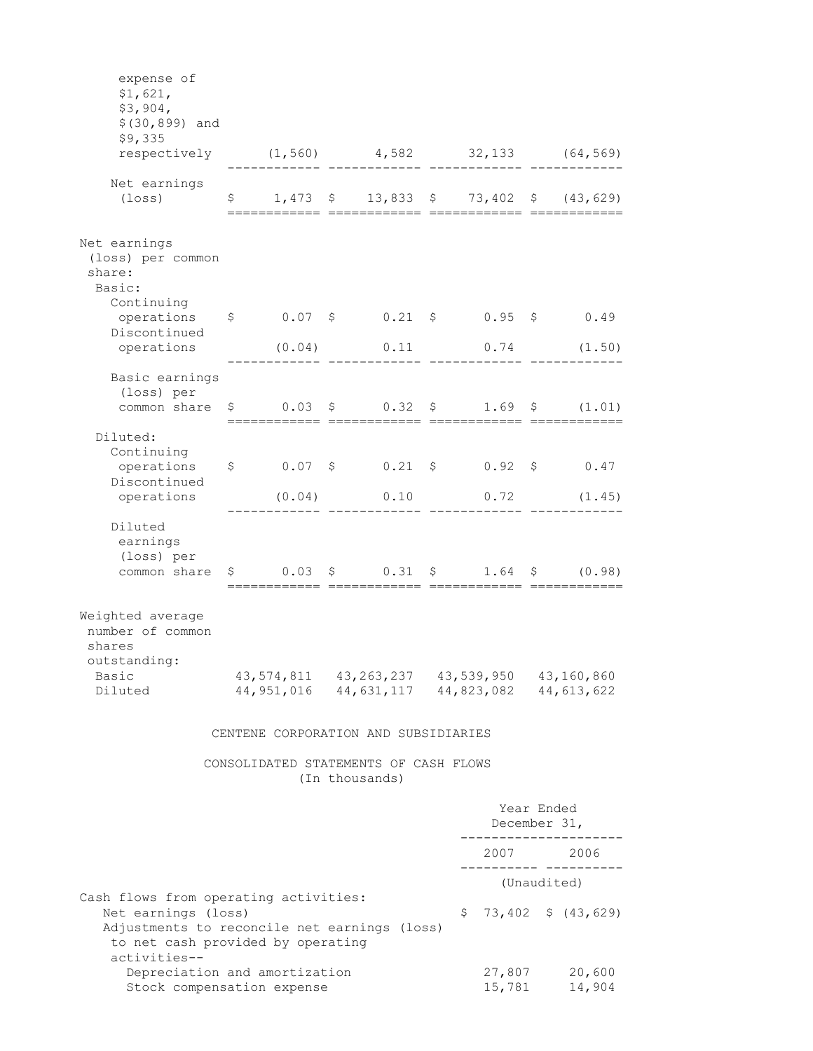| | | | | |
|---|---|---|---|---|
| expense of $1,621, $3,904, $(30,899) and $9,335 respectively | (1,560) | 4,582 | 32,133 | (64,569) |
| Net earnings (loss) | $ 1,473 | $ 13,833 | $ 73,402 | $ (43,629) |
| Net earnings (loss) per common share: | | | | |
| Basic: | | | | |
| Continuing operations | $ 0.07 | $ 0.21 | $ 0.95 | $ 0.49 |
| Discontinued operations | (0.04) | 0.11 | 0.74 | (1.50) |
| Basic earnings (loss) per common share | $ 0.03 | $ 0.32 | $ 1.69 | $ (1.01) |
| Diluted: | | | | |
| Continuing operations | $ 0.07 | $ 0.21 | $ 0.92 | $ 0.47 |
| Discontinued operations | (0.04) | 0.10 | 0.72 | (1.45) |
| Diluted earnings (loss) per common share | $ 0.03 | $ 0.31 | $ 1.64 | $ (0.98) |
| Weighted average number of common shares outstanding: | | | | |
| Basic | 43,574,811 | 43,263,237 | 43,539,950 | 43,160,860 |
| Diluted | 44,951,016 | 44,631,117 | 44,823,082 | 44,613,622 |

CENTENE CORPORATION AND SUBSIDIARIES

CONSOLIDATED STATEMENTS OF CASH FLOWS
(In thousands)

| | Year Ended December 31, | |
|---|---|---|
| | 2007 | 2006 |
| | (Unaudited) | |
| Cash flows from operating activities: | | |
| Net earnings (loss) | $ 73,402 | $ (43,629) |
| Adjustments to reconcile net earnings (loss) to net cash provided by operating activities-- | | |
| Depreciation and amortization | 27,807 | 20,600 |
| Stock compensation expense | 15,781 | 14,904 |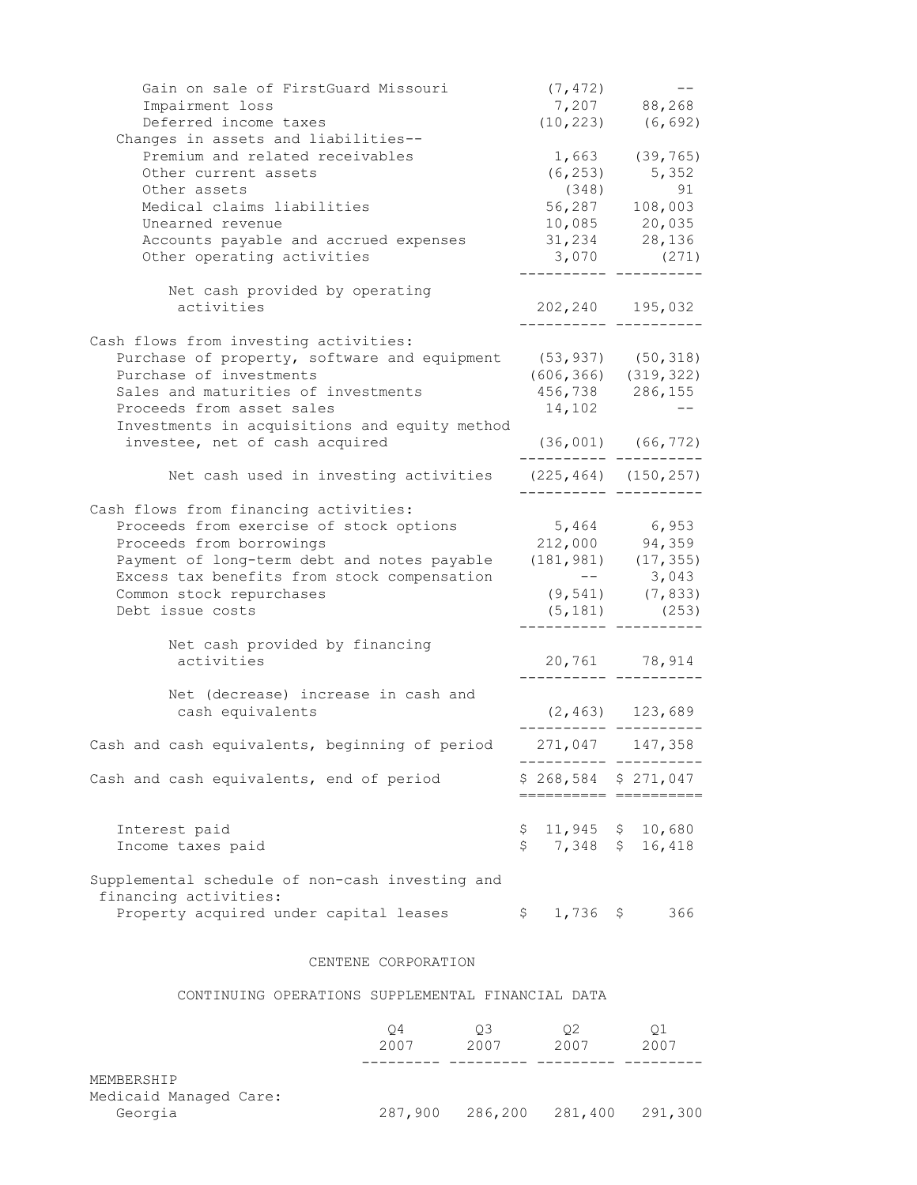| | | |
|---|---|---|
| Gain on sale of FirstGuard Missouri | (7,472) | -- |
| Impairment loss | 7,207 | 88,268 |
| Deferred income taxes | (10,223) | (6,692) |
| Changes in assets and liabilities-- | | |
| Premium and related receivables | 1,663 | (39,765) |
| Other current assets | (6,253) | 5,352 |
| Other assets | (348) | 91 |
| Medical claims liabilities | 56,287 | 108,003 |
| Unearned revenue | 10,085 | 20,035 |
| Accounts payable and accrued expenses | 31,234 | 28,136 |
| Other operating activities | 3,070 | (271) |
| Net cash provided by operating activities | 202,240 | 195,032 |
| Cash flows from investing activities: | | |
| Purchase of property, software and equipment | (53,937) | (50,318) |
| Purchase of investments | (606,366) | (319,322) |
| Sales and maturities of investments | 456,738 | 286,155 |
| Proceeds from asset sales | 14,102 | -- |
| Investments in acquisitions and equity method investee, net of cash acquired | (36,001) | (66,772) |
| Net cash used in investing activities | (225,464) | (150,257) |
| Cash flows from financing activities: | | |
| Proceeds from exercise of stock options | 5,464 | 6,953 |
| Proceeds from borrowings | 212,000 | 94,359 |
| Payment of long-term debt and notes payable | (181,981) | (17,355) |
| Excess tax benefits from stock compensation | -- | 3,043 |
| Common stock repurchases | (9,541) | (7,833) |
| Debt issue costs | (5,181) | (253) |
| Net cash provided by financing activities | 20,761 | 78,914 |
| Net (decrease) increase in cash and cash equivalents | (2,463) | 123,689 |
| Cash and cash equivalents, beginning of period | 271,047 | 147,358 |
| Cash and cash equivalents, end of period | $ 268,584 | $ 271,047 |
| Interest paid | $ 11,945 | $ 10,680 |
| Income taxes paid | $ 7,348 | $ 16,418 |
| Supplemental schedule of non-cash investing and financing activities: | | |
| Property acquired under capital leases | $ 1,736 | $ 366 |

CENTENE CORPORATION

CONTINUING OPERATIONS SUPPLEMENTAL FINANCIAL DATA

| | Q4 2007 | Q3 2007 | Q2 2007 | Q1 2007 |
|---|---|---|---|---|
| MEMBERSHIP | | | | |
| Medicaid Managed Care: | | | | |
| Georgia | 287,900 | 286,200 | 281,400 | 291,300 |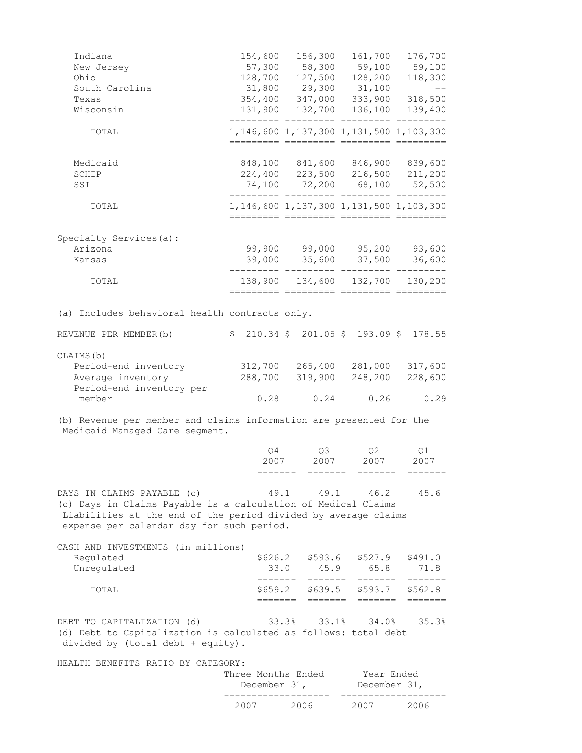| | | | | |
|---|---|---|---|---|
| Indiana | 154,600 | 156,300 | 161,700 | 176,700 |
| New Jersey | 57,300 | 58,300 | 59,100 | 59,100 |
| Ohio | 128,700 | 127,500 | 128,200 | 118,300 |
| South Carolina | 31,800 | 29,300 | 31,100 | -- |
| Texas | 354,400 | 347,000 | 333,900 | 318,500 |
| Wisconsin | 131,900 | 132,700 | 136,100 | 139,400 |
| TOTAL | 1,146,600 | 1,137,300 | 1,131,500 | 1,103,300 |
| | | | | |
| Medicaid | 848,100 | 841,600 | 846,900 | 839,600 |
| SCHIP | 224,400 | 223,500 | 216,500 | 211,200 |
| SSI | 74,100 | 72,200 | 68,100 | 52,500 |
| TOTAL | 1,146,600 | 1,137,300 | 1,131,500 | 1,103,300 |
| | | | | |
| Specialty Services(a): | | | | |
| Arizona | 99,900 | 99,000 | 95,200 | 93,600 |
| Kansas | 39,000 | 35,600 | 37,500 | 36,600 |
| TOTAL | 138,900 | 134,600 | 132,700 | 130,200 |

(a) Includes behavioral health contracts only.

| | | | | |
|---|---|---|---|---|
| REVENUE PER MEMBER(b) | $ 210.34 | $ 201.05 | $ 193.09 | $ 178.55 |
| CLAIMS(b) | | | | |
| Period-end inventory | 312,700 | 265,400 | 281,000 | 317,600 |
| Average inventory | 288,700 | 319,900 | 248,200 | 228,600 |
| Period-end inventory per member | 0.28 | 0.24 | 0.26 | 0.29 |

(b) Revenue per member and claims information are presented for the Medicaid Managed Care segment.

| | Q4 2007 | Q3 2007 | Q2 2007 | Q1 2007 |
|---|---|---|---|---|
| DAYS IN CLAIMS PAYABLE (c) | 49.1 | 49.1 | 46.2 | 45.6 |

(c) Days in Claims Payable is a calculation of Medical Claims Liabilities at the end of the period divided by average claims expense per calendar day for such period.

| CASH AND INVESTMENTS (in millions) | | | | |
|---|---|---|---|---|
| Regulated | $626.2 | $593.6 | $527.9 | $491.0 |
| Unregulated | 33.0 | 45.9 | 65.8 | 71.8 |
| TOTAL | $659.2 | $639.5 | $593.7 | $562.8 |

| | | | | |
|---|---|---|---|---|
| DEBT TO CAPITALIZATION (d) | 33.3% | 33.1% | 34.0% | 35.3% |

(d) Debt to Capitalization is calculated as follows: total debt divided by (total debt + equity).

HEALTH BENEFITS RATIO BY CATEGORY:

| | Three Months Ended December 31, | | Year Ended December 31, | |
|---|---|---|---|---|
| | 2007 | 2006 | 2007 | 2006 |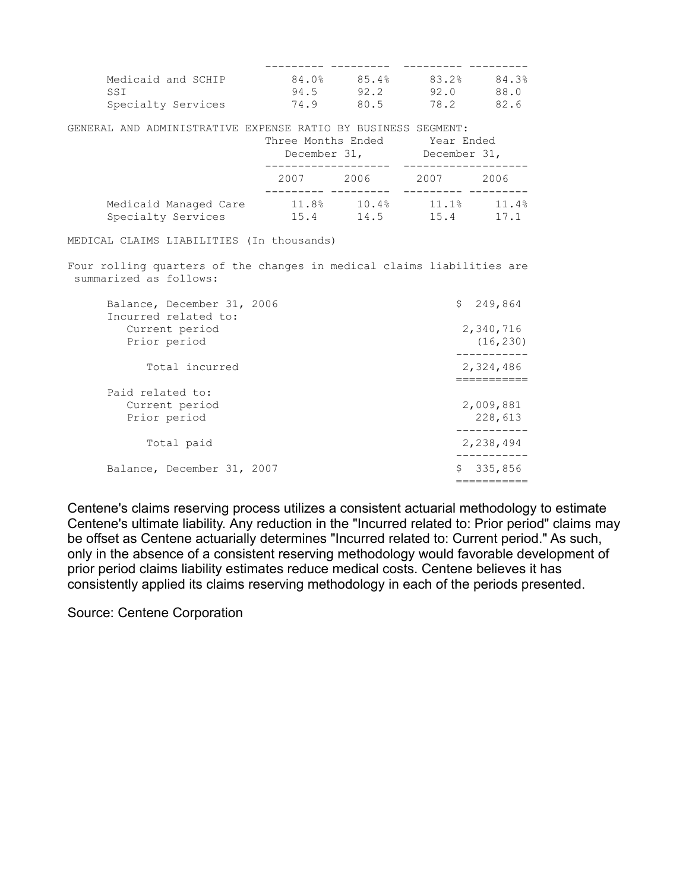| | | | | |
|---|---|---|---|---|
| Medicaid and SCHIP | 84.0% | 85.4% | 83.2% | 84.3% |
| SSI | 94.5 | 92.2 | 92.0 | 88.0 |
| Specialty Services | 74.9 | 80.5 | 78.2 | 82.6 |

GENERAL AND ADMINISTRATIVE EXPENSE RATIO BY BUSINESS SEGMENT:

| | Three Months Ended December 31, | | Year Ended December 31, | |
|---|---|---|---|---|
| | 2007 | 2006 | 2007 | 2006 |
| Medicaid Managed Care | 11.8% | 10.4% | 11.1% | 11.4% |
| Specialty Services | 15.4 | 14.5 | 15.4 | 17.1 |

MEDICAL CLAIMS LIABILITIES (In thousands)

Four rolling quarters of the changes in medical claims liabilities are summarized as follows:

| | |
|---|---|
| Balance, December 31, 2006 | $ 249,864 |
| Incurred related to: | |
| Current period | 2,340,716 |
| Prior period | (16,230) |
| Total incurred | 2,324,486 |
| Paid related to: | |
| Current period | 2,009,881 |
| Prior period | 228,613 |
| Total paid | 2,238,494 |
| Balance, December 31, 2007 | $ 335,856 |

Centene's claims reserving process utilizes a consistent actuarial methodology to estimate Centene's ultimate liability. Any reduction in the "Incurred related to: Prior period" claims may be offset as Centene actuarially determines "Incurred related to: Current period." As such, only in the absence of a consistent reserving methodology would favorable development of prior period claims liability estimates reduce medical costs. Centene believes it has consistently applied its claims reserving methodology in each of the periods presented.

Source: Centene Corporation